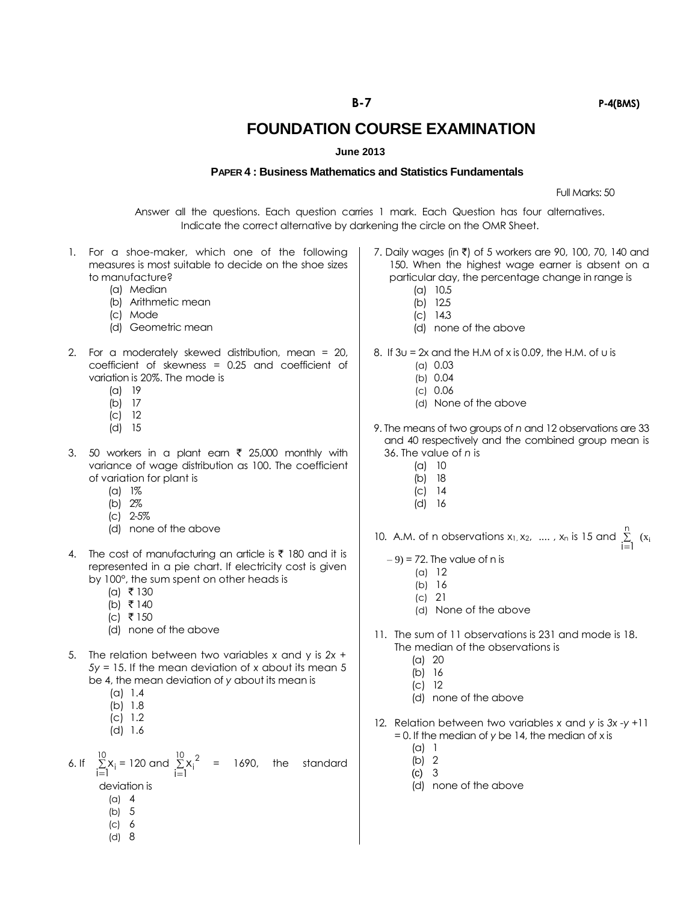# FOUNDATION COURSE EXAMINATION

**June 2013**

**PAPER 4 : Business Mathematics and Statistics Fundamentals**

Full Marks: 50

Answer all the questions. Each question carries 1 mark. Each Question has four alternatives. Indicate the correct alternative by darkening the circle on the OMR Sheet.

1. For a shoe-maker, which one of the following measures is most suitable to decide on the shoe sizes to manufacture?
   - (a) Median
   - (b) Arithmetic mean
   - (c) Mode
   - (d) Geometric mean

2. For a moderately skewed distribution, mean = 20, coefficient of skewness = 0.25 and coefficient of variation is 20%. The mode is
   - (a) 19
   - (b) 17
   - (c) 12
   - (d) 15

3. 50 workers in a plant earn ₹ 25,000 monthly with variance of wage distribution as 100. The coefficient of variation for plant is
   - (a) 1%
   - (b) 2%
   - (c) 2-5%
   - (d) none of the above

4. The cost of manufacturing an article is ₹ 180 and it is represented in a pie chart. If electricity cost is given by 100°, the sum spent on other heads is
   - (a) ₹ 130
   - (b) ₹ 140
   - (c) ₹ 150
   - (d) none of the above

5. The relation between two variables $x$ and $y$ is $2x + 5y = 15$. If the mean deviation of $x$ about its mean 5 be 4, the mean deviation of $y$ about its mean is
   - (a) 1.4
   - (b) 1.8
   - (c) 1.2
   - (d) 1.6

6. If $\sum_{i=1}^{10} x_i = 120$ and $\sum_{i=1}^{10} x_i^2 = 1690$, the standard deviation is
   - (a) 4
   - (b) 5
   - (c) 6
   - (d) 8

7. Daily wages (in ₹) of 5 workers are 90, 100, 70, 140 and 150. When the highest wage earner is absent on a particular day, the percentage change in range is
   - (a) 10.5
   - (b) 12.5
   - (c) 14.3
   - (d) none of the above

8. If $3u = 2x$ and the H.M of x is 0.09, the H.M. of u is
   - (a) 0.03
   - (b) 0.04
   - (c) 0.06
   - (d) None of the above

9. The means of two groups of $n$ and 12 observations are 33 and 40 respectively and the combined group mean is 36. The value of $n$ is
   - (a) 10
   - (b) 18
   - (c) 14
   - (d) 16

10. A.M. of n observations $x_1, x_2, \ldots, x_n$ is 15 and $\sum_{i=1}^{n} (x_i - 9) = 72$. The value of n is
    - (a) 12
    - (b) 16
    - (c) 21
    - (d) None of the above

11. The sum of 11 observations is 231 and mode is 18. The median of the observations is
    - (a) 20
    - (b) 16
    - (c) 12
    - (d) none of the above

12. Relation between two variables $x$ and $y$ is $3x - y + 11 = 0$. If the median of $y$ be 14, the median of $x$ is
    - (a) 1
    - (b) 2
    - (c) 3
    - (d) none of the above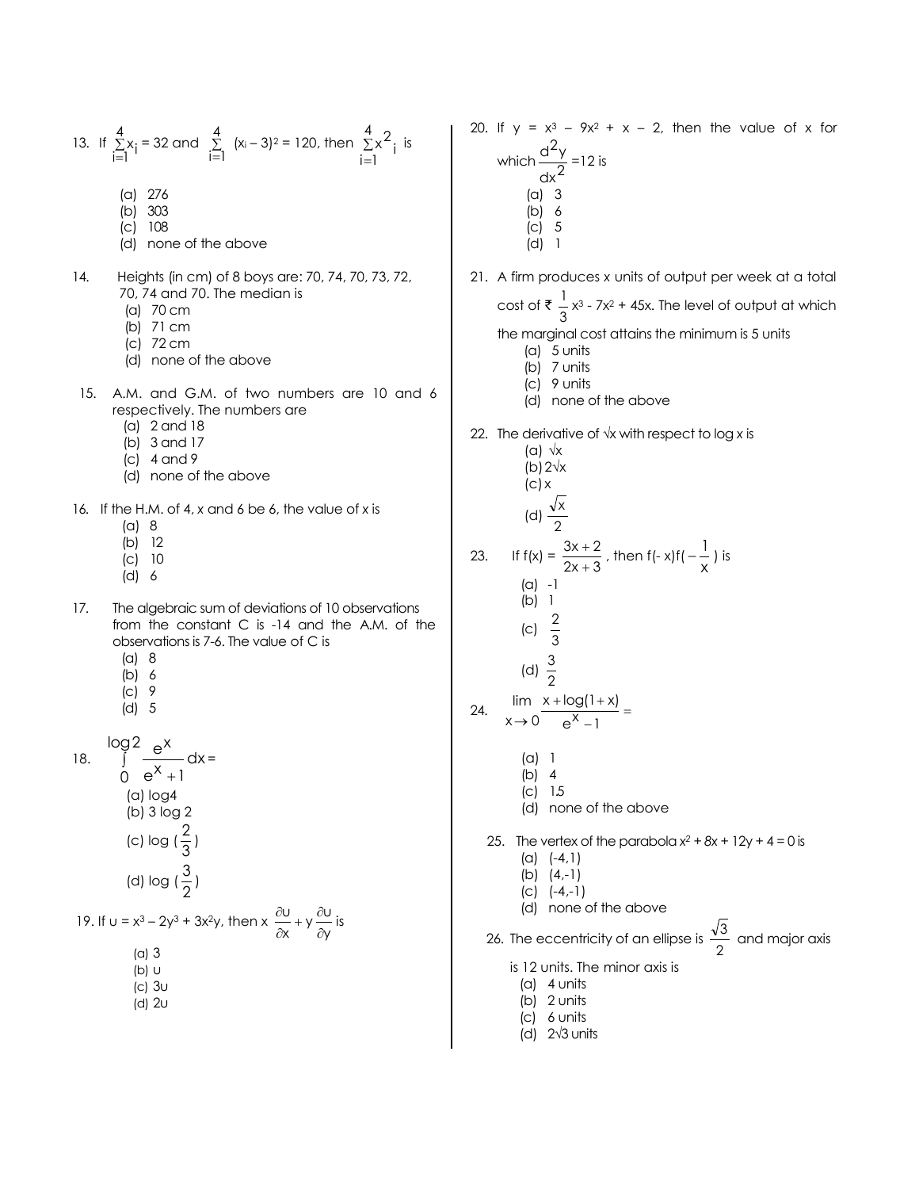13. If $\sum_{i=1}^{4} x_i = 32$ and $\sum_{i=1}^{4} (x_i - 3)^2 = 120$, then $\sum_{i=1}^{4} x_i^2$ is

(a) 276
(b) 303
(c) 108
(d) none of the above

14. Heights (in cm) of 8 boys are: 70, 74, 70, 73, 72, 70, 74 and 70. The median is

(a) 70 cm
(b) 71 cm
(c) 72 cm
(d) none of the above

15. A.M. and G.M. of two numbers are 10 and 6 respectively. The numbers are

(a) 2 and 18
(b) 3 and 17
(c) 4 and 9
(d) none of the above

16. If the H.M. of 4, x and 6 be 6, the value of x is

(a) 8
(b) 12
(c) 10
(d) 6

17. The algebraic sum of deviations of 10 observations from the constant C is -14 and the A.M. of the observations is 7-6. The value of C is

(a) 8
(b) 6
(c) 9
(d) 5

18. $\int_{0}^{\log 2} \frac{e^x}{e^x + 1} dx =$

(a) log4
(b) 3 log 2
(c) $\log\left(\frac{2}{3}\right)$
(d) $\log\left(\frac{3}{2}\right)$

19. If $u = x^3 - 2y^3 + 3x^2y$, then $x\frac{\partial u}{\partial x} + y\frac{\partial u}{\partial y}$ is

(a) 3
(b) u
(c) 3u
(d) 2u

20. If $y = x^3 - 9x^2 + x - 2$, then the value of x for which $\frac{d^2y}{dx^2} = 12$ is

(a) 3
(b) 6
(c) 5
(d) 1

21. A firm produces x units of output per week at a total cost of ₹ $\frac{1}{3}x^3 - 7x^2 + 45x$. The level of output at which the marginal cost attains the minimum is 5 units

(a) 5 units
(b) 7 units
(c) 9 units
(d) none of the above

22. The derivative of $\sqrt{x}$ with respect to log x is

(a) $\sqrt{x}$
(b) $2\sqrt{x}$
(c) x
(d) $\frac{\sqrt{x}}{2}$

23. If $f(x) = \frac{3x+2}{2x+3}$, then $f(-x)f\left(-\frac{1}{x}\right)$ is

(a) -1
(b) 1
(c) $\frac{2}{3}$
(d) $\frac{3}{2}$

24. $\lim_{x \to 0} \frac{x + \log(1+x)}{e^x - 1} =$

(a) 1
(b) 4
(c) 1.5
(d) none of the above

25. The vertex of the parabola $x^2 + 8x + 12y + 4 = 0$ is

(a) (-4,1)
(b) (4,-1)
(c) (-4,-1)
(d) none of the above

26. The eccentricity of an ellipse is $\frac{\sqrt{3}}{2}$ and major axis is 12 units. The minor axis is

(a) 4 units
(b) 2 units
(c) 6 units
(d) $2\sqrt{3}$ units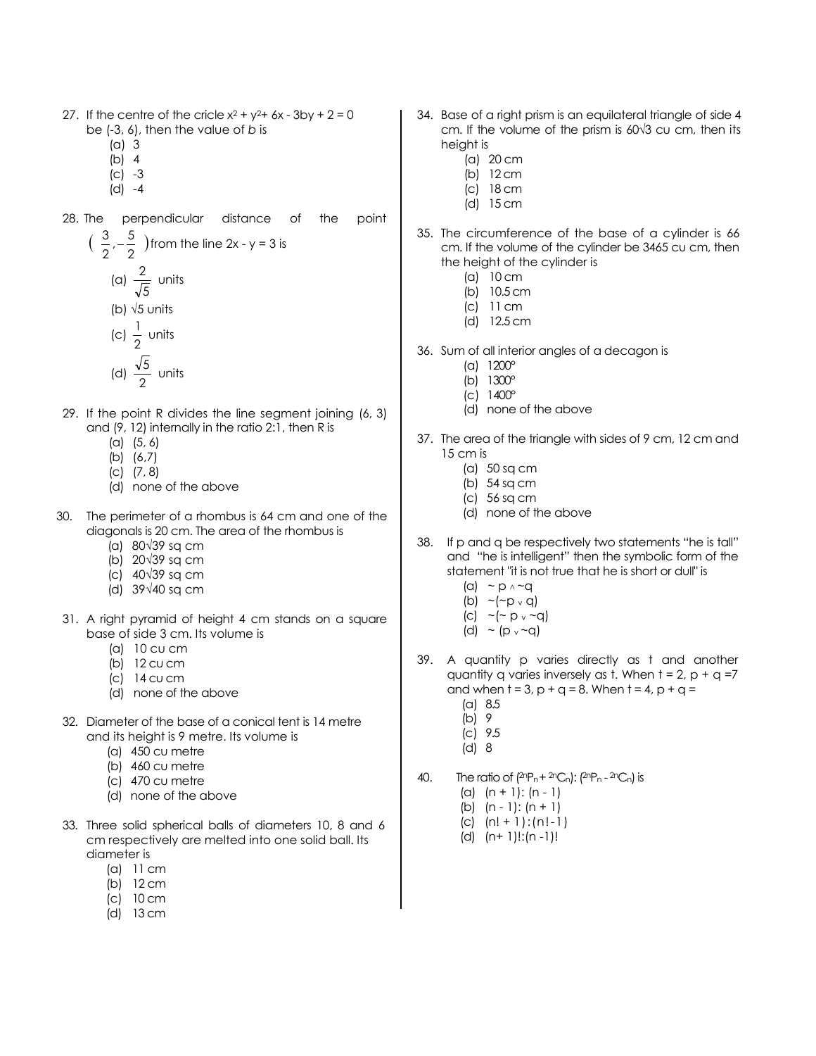27. If the centre of the cricle $x^2 + y^2 + 6x - 3by + 2 = 0$ be (-3, 6), then the value of *b* is
    - (a) 3
    - (b) 4
    - (c) -3
    - (d) -4

28. The perpendicular distance of the point $\left(\frac{3}{2}, -\frac{5}{2}\right)$ from the line $2x - y = 3$ is
    - (a) $\frac{2}{\sqrt{5}}$ units
    - (b) $\sqrt{5}$ units
    - (c) $\frac{1}{2}$ units
    - (d) $\frac{\sqrt{5}}{2}$ units

29. If the point R divides the line segment joining (6, 3) and (9, 12) internally in the ratio 2:1, then R is
    - (a) (5, 6)
    - (b) (6,7)
    - (c) (7, 8)
    - (d) none of the above

30. The perimeter of a rhombus is 64 cm and one of the diagonals is 20 cm. The area of the rhombus is
    - (a) $80\sqrt{39}$ sq cm
    - (b) $20\sqrt{39}$ sq cm
    - (c) $40\sqrt{39}$ sq cm
    - (d) $39\sqrt{40}$ sq cm

31. A right pyramid of height 4 cm stands on a square base of side 3 cm. Its volume is
    - (a) 10 cu cm
    - (b) 12 cu cm
    - (c) 14 cu cm
    - (d) none of the above

32. Diameter of the base of a conical tent is 14 metre and its height is 9 metre. Its volume is
    - (a) 450 cu metre
    - (b) 460 cu metre
    - (c) 470 cu metre
    - (d) none of the above

33. Three solid spherical balls of diameters 10, 8 and 6 cm respectively are melted into one solid ball. Its diameter is
    - (a) 11 cm
    - (b) 12 cm
    - (c) 10 cm
    - (d) 13 cm

34. Base of a right prism is an equilateral triangle of side 4 cm. If the volume of the prism is $60\sqrt{3}$ cu cm, then its height is
    - (a) 20 cm
    - (b) 12 cm
    - (c) 18 cm
    - (d) 15 cm

35. The circumference of the base of a cylinder is 66 cm. If the volume of the cylinder be 3465 cu cm, then the height of the cylinder is
    - (a) 10 cm
    - (b) 10.5 cm
    - (c) 11 cm
    - (d) 12.5 cm

36. Sum of all interior angles of a decagon is
    - (a) 1200°
    - (b) 1300°
    - (c) 1400°
    - (d) none of the above

37. The area of the triangle with sides of 9 cm, 12 cm and 15 cm is
    - (a) 50 sq cm
    - (b) 54 sq cm
    - (c) 56 sq cm
    - (d) none of the above

38. If p and q be respectively two statements "he is tall" and "he is intelligent" then the symbolic form of the statement "it is not true that he is short or dull" is
    - (a) $\sim p \wedge \sim q$
    - (b) $\sim(\sim p \vee q)$
    - (c) $\sim(\sim p \vee \sim q)$
    - (d) $\sim (p \vee \sim q)$

39. A quantity p varies directly as t and another quantity q varies inversely as t. When t = 2, p + q =7 and when t = 3, p + q = 8. When t = 4, p + q =
    - (a) 8.5
    - (b) 9
    - (c) 9.5
    - (d) 8

40. The ratio of $({}^{2n}P_n + {}^{2n}C_n) : ({}^{2n}P_n - {}^{2n}C_n)$ is
    - (a) $(n + 1) : (n - 1)$
    - (b) $(n - 1) : (n + 1)$
    - (c) $(n! + 1) : (n! - 1)$
    - (d) $(n + 1)! : (n - 1)!$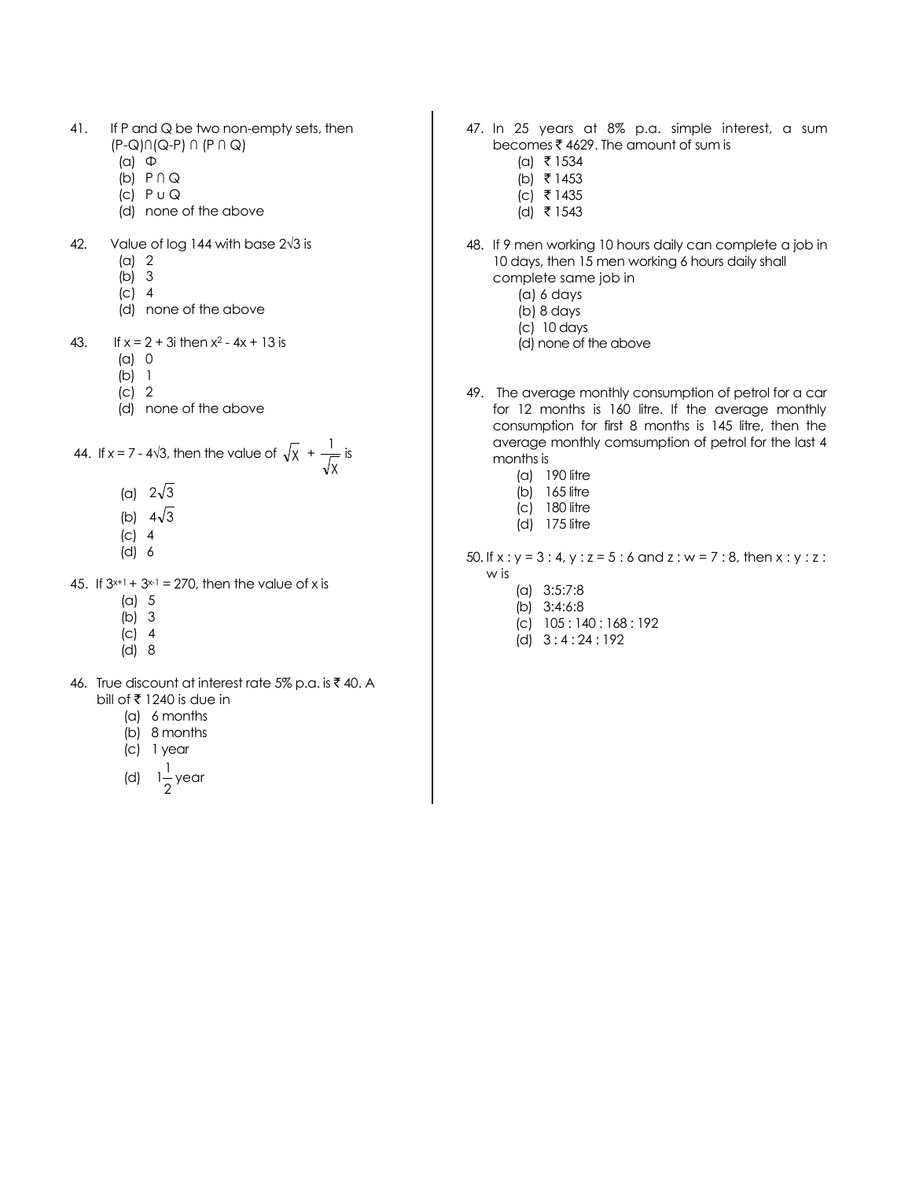41. If P and Q be two non-empty sets, then $(P-Q) \cap (Q-P) \cap (P \cap Q)$
    - (a) $\Phi$
    - (b) $P \cap Q$
    - (c) $P \cup Q$
    - (d) none of the above

42. Value of log 144 with base $2\sqrt{3}$ is
    - (a) 2
    - (b) 3
    - (c) 4
    - (d) none of the above

43. If $x = 2 + 3i$ then $x^2 - 4x + 13$ is
    - (a) 0
    - (b) 1
    - (c) 2
    - (d) none of the above

44. If $x = 7 - 4\sqrt{3}$, then the value of $\sqrt{x} + \frac{1}{\sqrt{x}}$ is
    - (a) $2\sqrt{3}$
    - (b) $4\sqrt{3}$
    - (c) 4
    - (d) 6

45. If $3^{x+1} + 3^{x-1} = 270$, then the value of x is
    - (a) 5
    - (b) 3
    - (c) 4
    - (d) 8

46. True discount at interest rate 5% p.a. is ₹ 40. A bill of ₹ 1240 is due in
    - (a) 6 months
    - (b) 8 months
    - (c) 1 year
    - (d) $1\frac{1}{2}$ year

47. In 25 years at 8% p.a. simple interest, a sum becomes ₹ 4629. The amount of sum is
    - (a) ₹ 1534
    - (b) ₹ 1453
    - (c) ₹ 1435
    - (d) ₹ 1543

48. If 9 men working 10 hours daily can complete a job in 10 days, then 15 men working 6 hours daily shall complete same job in
    - (a) 6 days
    - (b) 8 days
    - (c) 10 days
    - (d) none of the above

49. The average monthly consumption of petrol for a car for 12 months is 160 litre. If the average monthly consumption for first 8 months is 145 litre, then the average monthly comsumption of petrol for the last 4 months is
    - (a) 190 litre
    - (b) 165 litre
    - (c) 180 litre
    - (d) 175 litre

50. If $x : y = 3 : 4$, $y : z = 5 : 6$ and $z : w = 7 : 8$, then $x : y : z : w$ is
    - (a) 3:5:7:8
    - (b) 3:4:6:8
    - (c) 105 : 140 : 168 : 192
    - (d) 3 : 4 : 24 : 192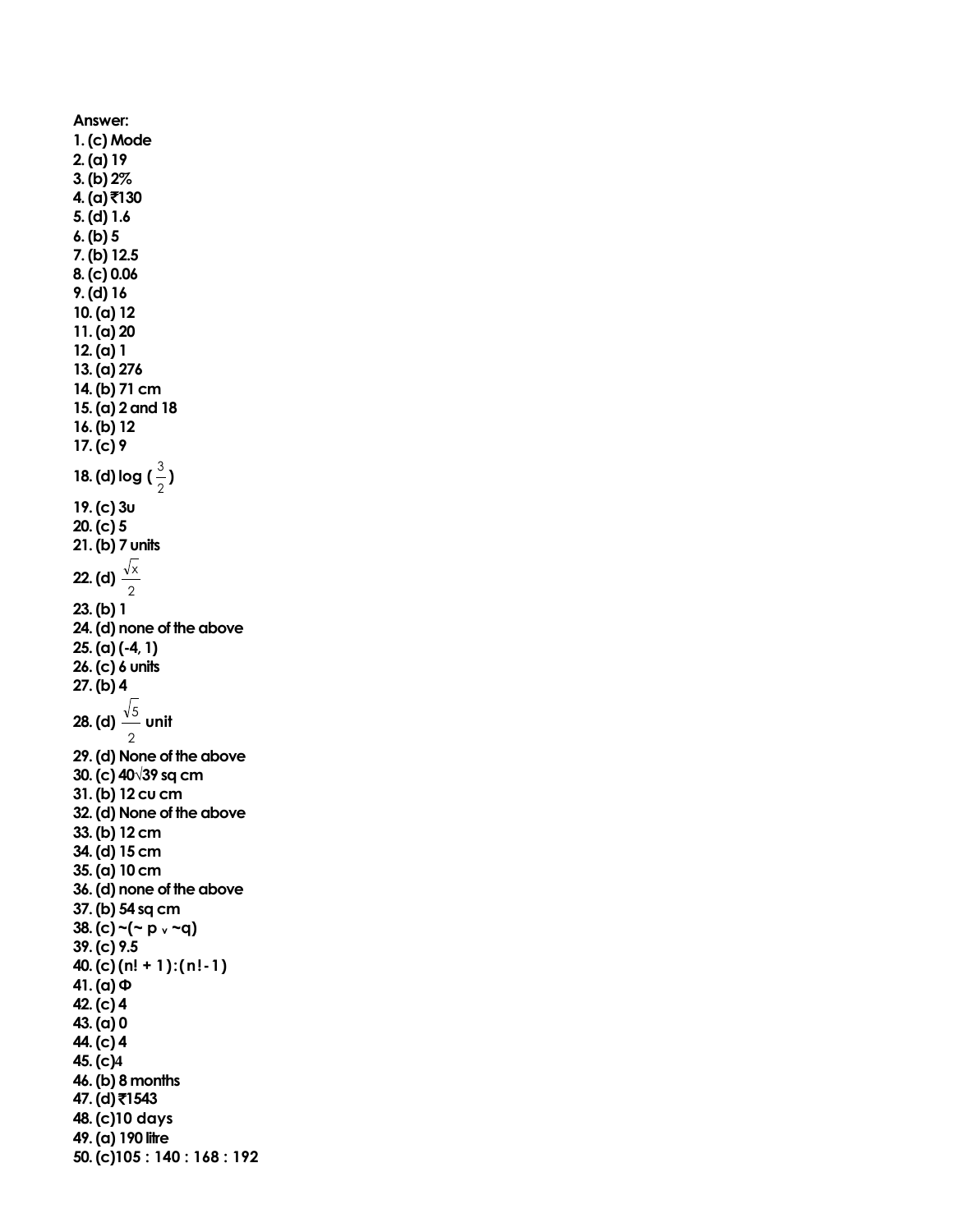**Answer:**

**1. (c) Mode**

**2. (a) 19**

**3. (b) 2%**

**4. (a) ₹130**

**5. (d) 1.6**

**6. (b) 5**

**7. (b) 12.5**

**8. (c) 0.06**

**9. (d) 16**

**10. (a) 12**

**11. (a) 20**

**12. (a) 1**

**13. (a) 276**

**14. (b) 71 cm**

**15. (a) 2 and 18**

**16. (b) 12**

**17. (c) 9**

**18. (d) log** $\left(\frac{3}{2}\right)$

**19. (c) 3u**

**20. (c) 5**

**21. (b) 7 units**

**22. (d)** $\frac{\sqrt{x}}{2}$

**23. (b) 1**

**24. (d) none of the above**

**25. (a) (-4, 1)**

**26. (c) 6 units**

**27. (b) 4**

**28. (d)** $\frac{\sqrt{5}}{2}$ **unit**

**29. (d) None of the above**

**30. (c)** $40\sqrt{39}$ **sq cm**

**31. (b) 12 cu cm**

**32. (d) None of the above**

**33. (b) 12 cm**

**34. (d) 15 cm**

**35. (a) 10 cm**

**36. (d) none of the above**

**37. (b) 54 sq cm**

**38. (c)** $\sim(\sim p \vee \sim q)$

**39. (c) 9.5**

**40. (c) (n! + 1):(n!-1)**

**41. (a) Φ**

**42. (c) 4**

**43. (a) 0**

**44. (c) 4**

**45. (c)4**

**46. (b) 8 months**

**47. (d) ₹1543**

**48. (c)10 days**

**49. (a) 190 litre**

**50. (c)105 : 140 : 168 : 192**